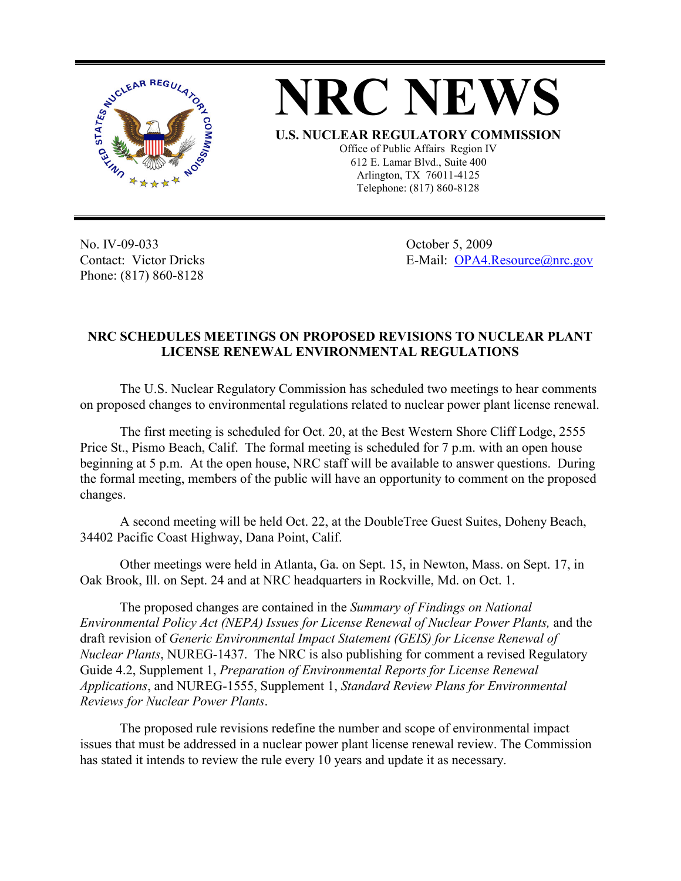# NRC NEWS

**U.S. NUCLEAR REGULATORY COMMISSION**

Office of Public Affairs Region IV
612 E. Lamar Blvd., Suite 400
Arlington, TX 76011-4125
Telephone: (817) 860-8128

No. IV-09-033
Contact: Victor Dricks
Phone: (817) 860-8128

October 5, 2009
E-Mail: OPA4.Resource@nrc.gov

## NRC SCHEDULES MEETINGS ON PROPOSED REVISIONS TO NUCLEAR PLANT LICENSE RENEWAL ENVIRONMENTAL REGULATIONS

The U.S. Nuclear Regulatory Commission has scheduled two meetings to hear comments on proposed changes to environmental regulations related to nuclear power plant license renewal.

The first meeting is scheduled for Oct. 20, at the Best Western Shore Cliff Lodge, 2555 Price St., Pismo Beach, Calif. The formal meeting is scheduled for 7 p.m. with an open house beginning at 5 p.m. At the open house, NRC staff will be available to answer questions. During the formal meeting, members of the public will have an opportunity to comment on the proposed changes.

A second meeting will be held Oct. 22, at the DoubleTree Guest Suites, Doheny Beach, 34402 Pacific Coast Highway, Dana Point, Calif.

Other meetings were held in Atlanta, Ga. on Sept. 15, in Newton, Mass. on Sept. 17, in Oak Brook, Ill. on Sept. 24 and at NRC headquarters in Rockville, Md. on Oct. 1.

The proposed changes are contained in the *Summary of Findings on National Environmental Policy Act (NEPA) Issues for License Renewal of Nuclear Power Plants,* and the draft revision of *Generic Environmental Impact Statement (GEIS) for License Renewal of Nuclear Plants*, NUREG-1437. The NRC is also publishing for comment a revised Regulatory Guide 4.2, Supplement 1, *Preparation of Environmental Reports for License Renewal Applications*, and NUREG-1555, Supplement 1, *Standard Review Plans for Environmental Reviews for Nuclear Power Plants*.

The proposed rule revisions redefine the number and scope of environmental impact issues that must be addressed in a nuclear power plant license renewal review. The Commission has stated it intends to review the rule every 10 years and update it as necessary.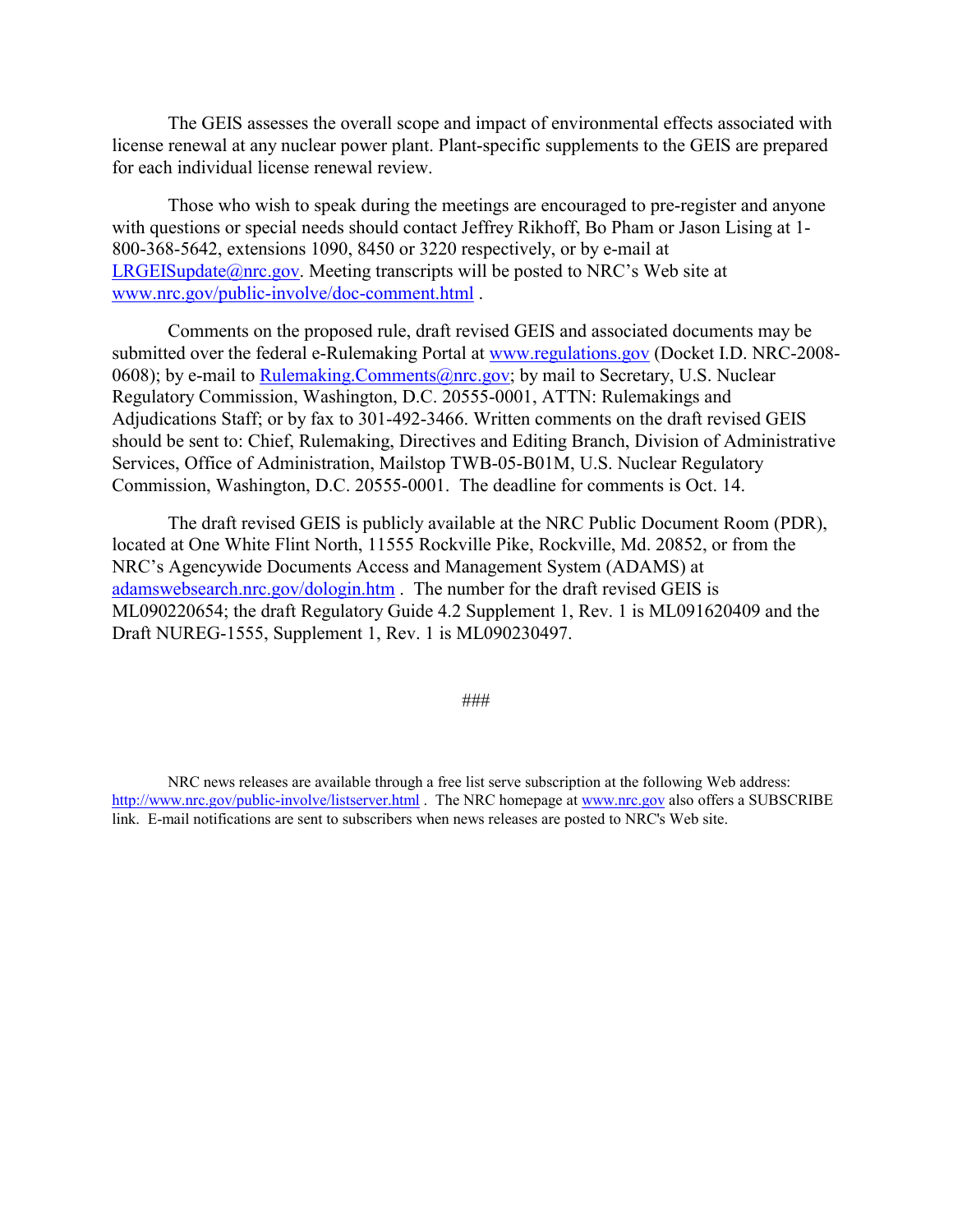The GEIS assesses the overall scope and impact of environmental effects associated with license renewal at any nuclear power plant. Plant-specific supplements to the GEIS are prepared for each individual license renewal review.

Those who wish to speak during the meetings are encouraged to pre-register and anyone with questions or special needs should contact Jeffrey Rikhoff, Bo Pham or Jason Lising at 1-800-368-5642, extensions 1090, 8450 or 3220 respectively, or by e-mail at LRGEISupdate@nrc.gov. Meeting transcripts will be posted to NRC's Web site at www.nrc.gov/public-involve/doc-comment.html .

Comments on the proposed rule, draft revised GEIS and associated documents may be submitted over the federal e-Rulemaking Portal at www.regulations.gov (Docket I.D. NRC-2008-0608); by e-mail to Rulemaking.Comments@nrc.gov; by mail to Secretary, U.S. Nuclear Regulatory Commission, Washington, D.C. 20555-0001, ATTN: Rulemakings and Adjudications Staff; or by fax to 301-492-3466. Written comments on the draft revised GEIS should be sent to: Chief, Rulemaking, Directives and Editing Branch, Division of Administrative Services, Office of Administration, Mailstop TWB-05-B01M, U.S. Nuclear Regulatory Commission, Washington, D.C. 20555-0001. The deadline for comments is Oct. 14.

The draft revised GEIS is publicly available at the NRC Public Document Room (PDR), located at One White Flint North, 11555 Rockville Pike, Rockville, Md. 20852, or from the NRC's Agencywide Documents Access and Management System (ADAMS) at adamswebsearch.nrc.gov/dologin.htm . The number for the draft revised GEIS is ML090220654; the draft Regulatory Guide 4.2 Supplement 1, Rev. 1 is ML091620409 and the Draft NUREG-1555, Supplement 1, Rev. 1 is ML090230497.

###

NRC news releases are available through a free list serve subscription at the following Web address: http://www.nrc.gov/public-involve/listserver.html . The NRC homepage at www.nrc.gov also offers a SUBSCRIBE link. E-mail notifications are sent to subscribers when news releases are posted to NRC's Web site.